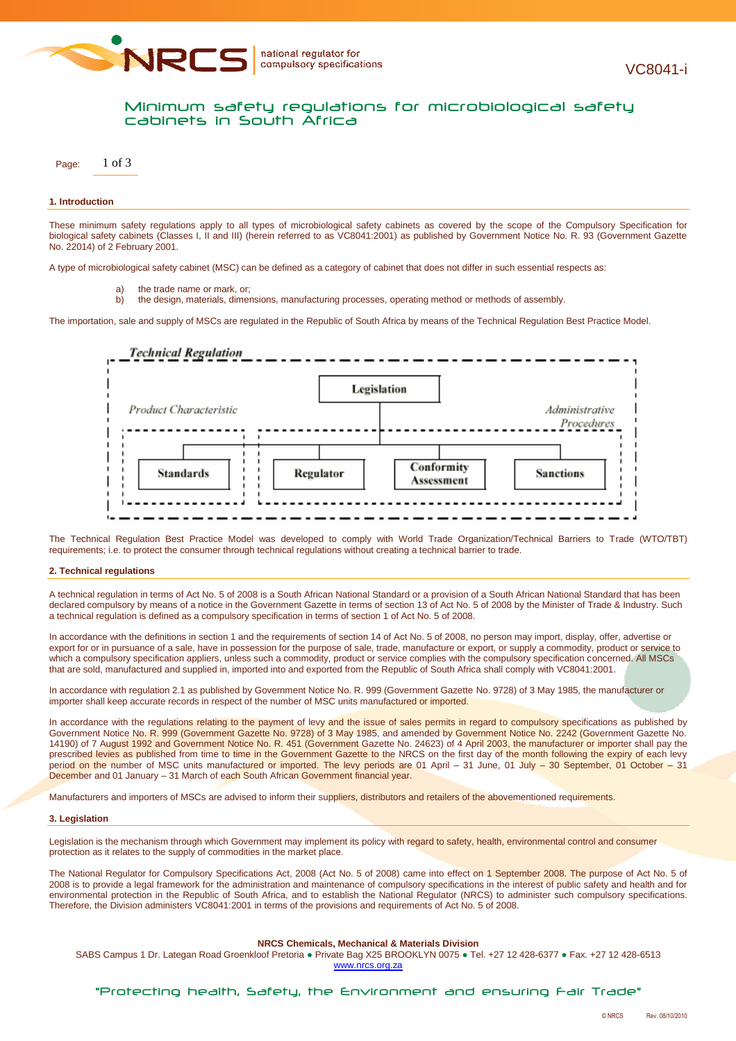VC8041-i

# Minimum safety regulations for microbiological safety cabinets in South Africa

## 1. Introduction

These minimum safety regulations apply to all types of microbiological safety cabinets as covered by the scope of the Compulsory Specification for biological safety cabinets (Classes I, II and III) (herein referred to as VC8041:2001) as published by Government Notice No. R. 93 (Government Gazette No. 22014) of 2 February 2001.

A type of microbiological safety cabinet (MSC) can be defined as a category of cabinet that does not differ in such essential respects as:

a) the trade name or mark, or;
b) the design, materials, dimensions, manufacturing processes, operating method or methods of assembly.

The importation, sale and supply of MSCs are regulated in the Republic of South Africa by means of the Technical Regulation Best Practice Model.

*Technical Regulation*

Legislation

*Product Characteristic* — Standards

*Administrative Procedures* — Regulator, Conformity Assessment, Sanctions

The Technical Regulation Best Practice Model was developed to comply with World Trade Organization/Technical Barriers to Trade (WTO/TBT) requirements; i.e. to protect the consumer through technical regulations without creating a technical barrier to trade.

## 2. Technical regulations

A technical regulation in terms of Act No. 5 of 2008 is a South African National Standard or a provision of a South African National Standard that has been declared compulsory by means of a notice in the Government Gazette in terms of section 13 of Act No. 5 of 2008 by the Minister of Trade & Industry. Such a technical regulation is defined as a compulsory specification in terms of section 1 of Act No. 5 of 2008.

In accordance with the definitions in section 1 and the requirements of section 14 of Act No. 5 of 2008, no person may import, display, offer, advertise or export for or in pursuance of a sale, have in possession for the purpose of sale, trade, manufacture or export, or supply a commodity, product or service to which a compulsory specification appliers, unless such a commodity, product or service complies with the compulsory specification concerned. All MSCs that are sold, manufactured and supplied in, imported into and exported from the Republic of South Africa shall comply with VC8041:2001.

In accordance with regulation 2.1 as published by Government Notice No. R. 999 (Government Gazette No. 9728) of 3 May 1985, the manufacturer or importer shall keep accurate records in respect of the number of MSC units manufactured or imported.

In accordance with the regulations relating to the payment of levy and the issue of sales permits in regard to compulsory specifications as published by Government Notice No. R. 999 (Government Gazette No. 9728) of 3 May 1985, and amended by Government Notice No. 2242 (Government Gazette No. 14190) of 7 August 1992 and Government Notice No. R. 451 (Government Gazette No. 24623) of 4 April 2003, the manufacturer or importer shall pay the prescribed levies as published from time to time in the Government Gazette to the NRCS on the first day of the month following the expiry of each levy period on the number of MSC units manufactured or imported. The levy periods are 01 April – 31 June, 01 July – 30 September, 01 October – 31 December and 01 January – 31 March of each South African Government financial year.

Manufacturers and importers of MSCs are advised to inform their suppliers, distributors and retailers of the abovementioned requirements.

## 3. Legislation

Legislation is the mechanism through which Government may implement its policy with regard to safety, health, environmental control and consumer protection as it relates to the supply of commodities in the market place.

The National Regulator for Compulsory Specifications Act, 2008 (Act No. 5 of 2008) came into effect on 1 September 2008. The purpose of Act No. 5 of 2008 is to provide a legal framework for the administration and maintenance of compulsory specifications in the interest of public safety and health and for environmental protection in the Republic of South Africa, and to establish the National Regulator (NRCS) to administer such compulsory specifications. Therefore, the Division administers VC8041:2001 in terms of the provisions and requirements of Act No. 5 of 2008.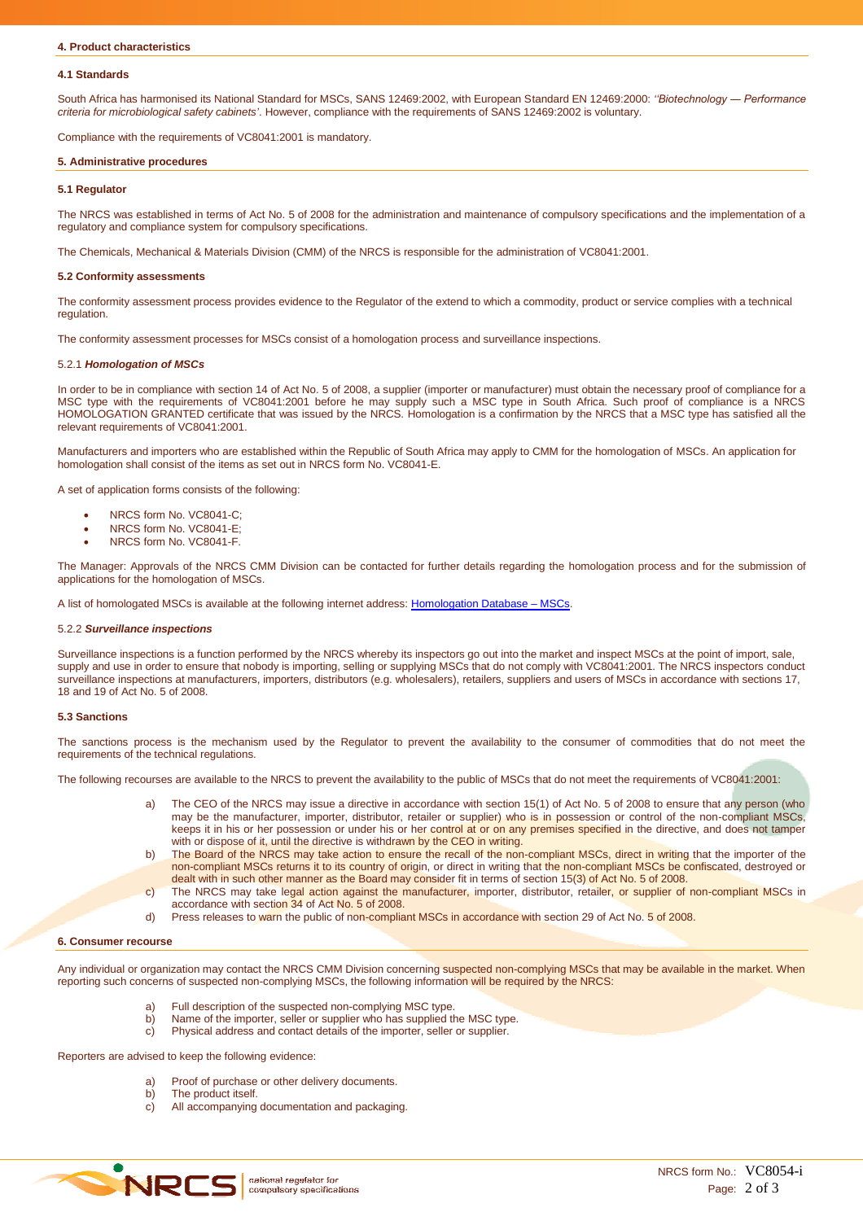## 4. Product characteristics

### 4.1 Standards

South Africa has harmonised its National Standard for MSCs, SANS 12469:2002, with European Standard EN 12469:2000: *''Biotechnology — Performance criteria for microbiological safety cabinets'*. However, compliance with the requirements of SANS 12469:2002 is voluntary.

Compliance with the requirements of VC8041:2001 is mandatory.

## 5. Administrative procedures

### 5.1 Regulator

The NRCS was established in terms of Act No. 5 of 2008 for the administration and maintenance of compulsory specifications and the implementation of a regulatory and compliance system for compulsory specifications.

The Chemicals, Mechanical & Materials Division (CMM) of the NRCS is responsible for the administration of VC8041:2001.

### 5.2 Conformity assessments

The conformity assessment process provides evidence to the Regulator of the extend to which a commodity, product or service complies with a technical regulation.

The conformity assessment processes for MSCs consist of a homologation process and surveillance inspections.

#### 5.2.1 *Homologation of MSCs*

In order to be in compliance with section 14 of Act No. 5 of 2008, a supplier (importer or manufacturer) must obtain the necessary proof of compliance for a MSC type with the requirements of VC8041:2001 before he may supply such a MSC type in South Africa. Such proof of compliance is a NRCS HOMOLOGATION GRANTED certificate that was issued by the NRCS. Homologation is a confirmation by the NRCS that a MSC type has satisfied all the relevant requirements of VC8041:2001.

Manufacturers and importers who are established within the Republic of South Africa may apply to CMM for the homologation of MSCs. An application for homologation shall consist of the items as set out in NRCS form No. VC8041-E.

A set of application forms consists of the following:

- NRCS form No. VC8041-C;
- NRCS form No. VC8041-E;
- NRCS form No. VC8041-F.

The Manager: Approvals of the NRCS CMM Division can be contacted for further details regarding the homologation process and for the submission of applications for the homologation of MSCs.

A list of homologated MSCs is available at the following internet address: Homologation Database – MSCs.

#### 5.2.2 *Surveillance inspections*

Surveillance inspections is a function performed by the NRCS whereby its inspectors go out into the market and inspect MSCs at the point of import, sale, supply and use in order to ensure that nobody is importing, selling or supplying MSCs that do not comply with VC8041:2001. The NRCS inspectors conduct surveillance inspections at manufacturers, importers, distributors (e.g. wholesalers), retailers, suppliers and users of MSCs in accordance with sections 17, 18 and 19 of Act No. 5 of 2008.

### 5.3 Sanctions

The sanctions process is the mechanism used by the Regulator to prevent the availability to the consumer of commodities that do not meet the requirements of the technical regulations.

The following recourses are available to the NRCS to prevent the availability to the public of MSCs that do not meet the requirements of VC8041:2001:

a) The CEO of the NRCS may issue a directive in accordance with section 15(1) of Act No. 5 of 2008 to ensure that any person (who may be the manufacturer, importer, distributor, retailer or supplier) who is in possession or control of the non-compliant MSCs, keeps it in his or her possession or under his or her control at or on any premises specified in the directive, and does not tamper with or dispose of it, until the directive is withdrawn by the CEO in writing.
b) The Board of the NRCS may take action to ensure the recall of the non-compliant MSCs, direct in writing that the importer of the non-compliant MSCs returns it to its country of origin, or direct in writing that the non-compliant MSCs be confiscated, destroyed or dealt with in such other manner as the Board may consider fit in terms of section 15(3) of Act No. 5 of 2008.
c) The NRCS may take legal action against the manufacturer, importer, distributor, retailer, or supplier of non-compliant MSCs in accordance with section 34 of Act No. 5 of 2008.
d) Press releases to warn the public of non-compliant MSCs in accordance with section 29 of Act No. 5 of 2008.

## 6. Consumer recourse

Any individual or organization may contact the NRCS CMM Division concerning suspected non-complying MSCs that may be available in the market. When reporting such concerns of suspected non-complying MSCs, the following information will be required by the NRCS:

a) Full description of the suspected non-complying MSC type.
b) Name of the importer, seller or supplier who has supplied the MSC type.
c) Physical address and contact details of the importer, seller or supplier.

Reporters are advised to keep the following evidence:

a) Proof of purchase or other delivery documents.
b) The product itself.
c) All accompanying documentation and packaging.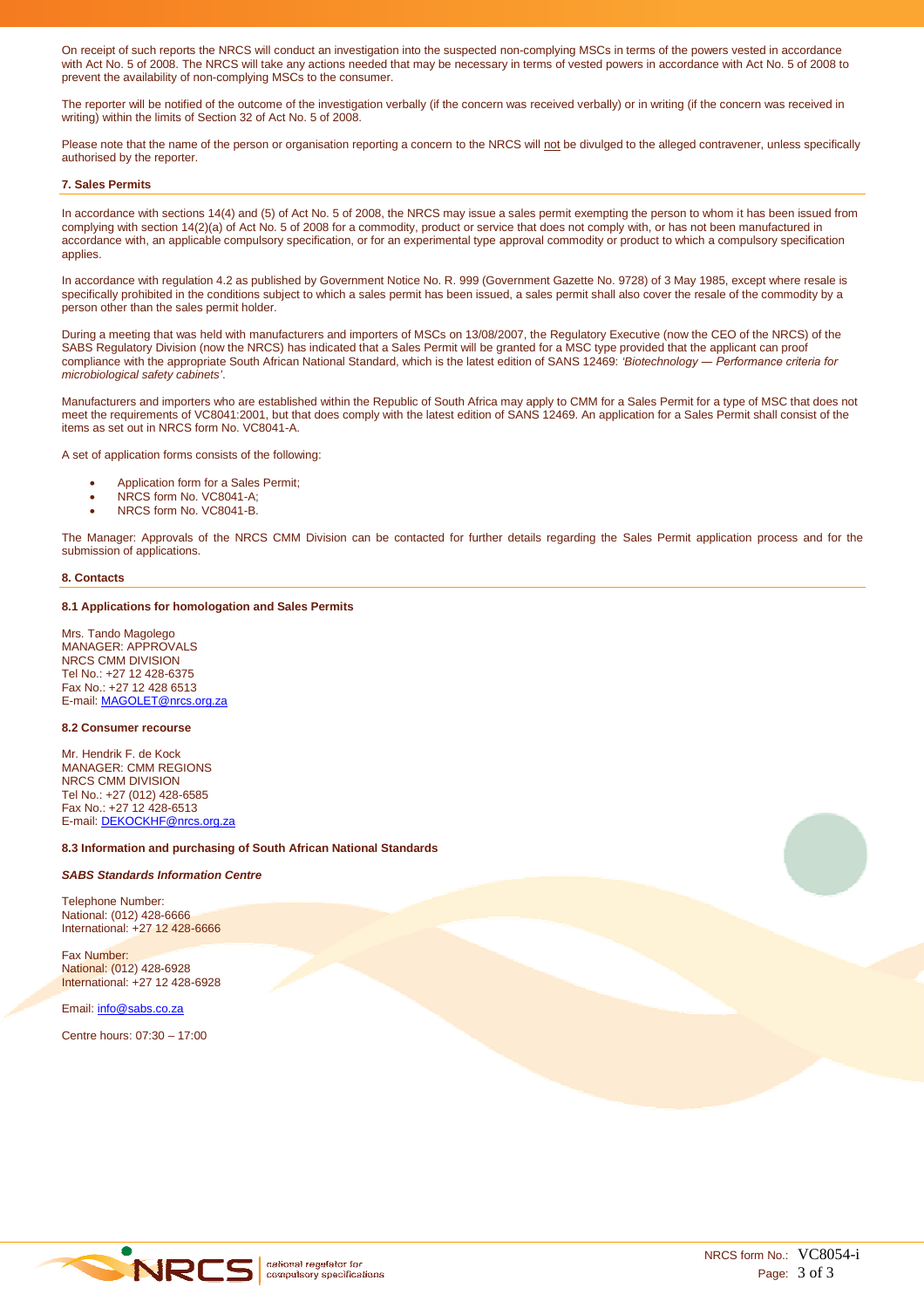On receipt of such reports the NRCS will conduct an investigation into the suspected non-complying MSCs in terms of the powers vested in accordance with Act No. 5 of 2008. The NRCS will take any actions needed that may be necessary in terms of vested powers in accordance with Act No. 5 of 2008 to prevent the availability of non-complying MSCs to the consumer.

The reporter will be notified of the outcome of the investigation verbally (if the concern was received verbally) or in writing (if the concern was received in writing) within the limits of Section 32 of Act No. 5 of 2008.

Please note that the name of the person or organisation reporting a concern to the NRCS will not be divulged to the alleged contravener, unless specifically authorised by the reporter.

#### 7. Sales Permits

In accordance with sections 14(4) and (5) of Act No. 5 of 2008, the NRCS may issue a sales permit exempting the person to whom it has been issued from complying with section 14(2)(a) of Act No. 5 of 2008 for a commodity, product or service that does not comply with, or has not been manufactured in accordance with, an applicable compulsory specification, or for an experimental type approval commodity or product to which a compulsory specification applies.

In accordance with regulation 4.2 as published by Government Notice No. R. 999 (Government Gazette No. 9728) of 3 May 1985, except where resale is specifically prohibited in the conditions subject to which a sales permit has been issued, a sales permit shall also cover the resale of the commodity by a person other than the sales permit holder.

During a meeting that was held with manufacturers and importers of MSCs on 13/08/2007, the Regulatory Executive (now the CEO of the NRCS) of the SABS Regulatory Division (now the NRCS) has indicated that a Sales Permit will be granted for a MSC type provided that the applicant can proof compliance with the appropriate South African National Standard, which is the latest edition of SANS 12469: *'Biotechnology — Performance criteria for microbiological safety cabinets'*.

Manufacturers and importers who are established within the Republic of South Africa may apply to CMM for a Sales Permit for a type of MSC that does not meet the requirements of VC8041:2001, but that does comply with the latest edition of SANS 12469. An application for a Sales Permit shall consist of the items as set out in NRCS form No. VC8041-A.

A set of application forms consists of the following:

- Application form for a Sales Permit;
- NRCS form No. VC8041-A;
- NRCS form No. VC8041-B.

The Manager: Approvals of the NRCS CMM Division can be contacted for further details regarding the Sales Permit application process and for the submission of applications.

#### 8. Contacts

##### 8.1 Applications for homologation and Sales Permits

Mrs. Tando Magolego
MANAGER: APPROVALS
NRCS CMM DIVISION
Tel No.: +27 12 428-6375
Fax No.: +27 12 428 6513
E-mail: MAGOLET@nrcs.org.za

##### 8.2 Consumer recourse

Mr. Hendrik F. de Kock
MANAGER: CMM REGIONS
NRCS CMM DIVISION
Tel No.: +27 (012) 428-6585
Fax No.: +27 12 428-6513
E-mail: DEKOCKHF@nrcs.org.za

##### 8.3 Information and purchasing of South African National Standards

***SABS Standards Information Centre***

Telephone Number:
National: (012) 428-6666
International: +27 12 428-6666

Fax Number:
National: (012) 428-6928
International: +27 12 428-6928

Email: info@sabs.co.za

Centre hours: 07:30 – 17:00

NRCS form No.: VC8054-i